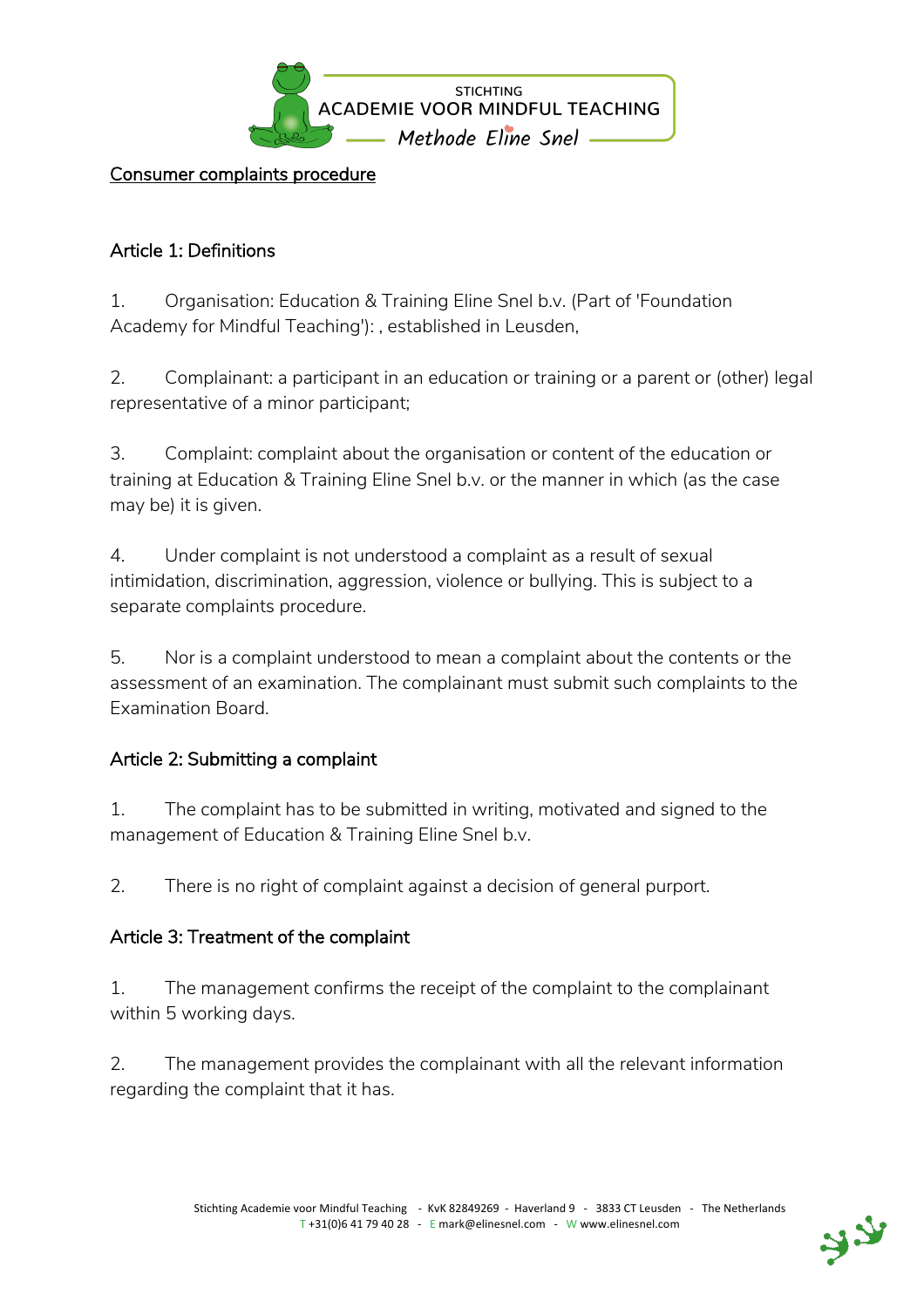STICHTING
ACADEMIE VOOR MINDFUL TEACHING
*Methode Eline Snel*

# Consumer complaints procedure

## Article 1: Definitions

1. Organisation: Education & Training Eline Snel b.v. (Part of 'Foundation Academy for Mindful Teaching'): , established in Leusden,

2. Complainant: a participant in an education or training or a parent or (other) legal representative of a minor participant;

3. Complaint: complaint about the organisation or content of the education or training at Education & Training Eline Snel b.v. or the manner in which (as the case may be) it is given.

4. Under complaint is not understood a complaint as a result of sexual intimidation, discrimination, aggression, violence or bullying. This is subject to a separate complaints procedure.

5. Nor is a complaint understood to mean a complaint about the contents or the assessment of an examination. The complainant must submit such complaints to the Examination Board.

## Article 2: Submitting a complaint

1. The complaint has to be submitted in writing, motivated and signed to the management of Education & Training Eline Snel b.v.

2. There is no right of complaint against a decision of general purport.

## Article 3: Treatment of the complaint

1. The management confirms the receipt of the complaint to the complainant within 5 working days.

2. The management provides the complainant with all the relevant information regarding the complaint that it has.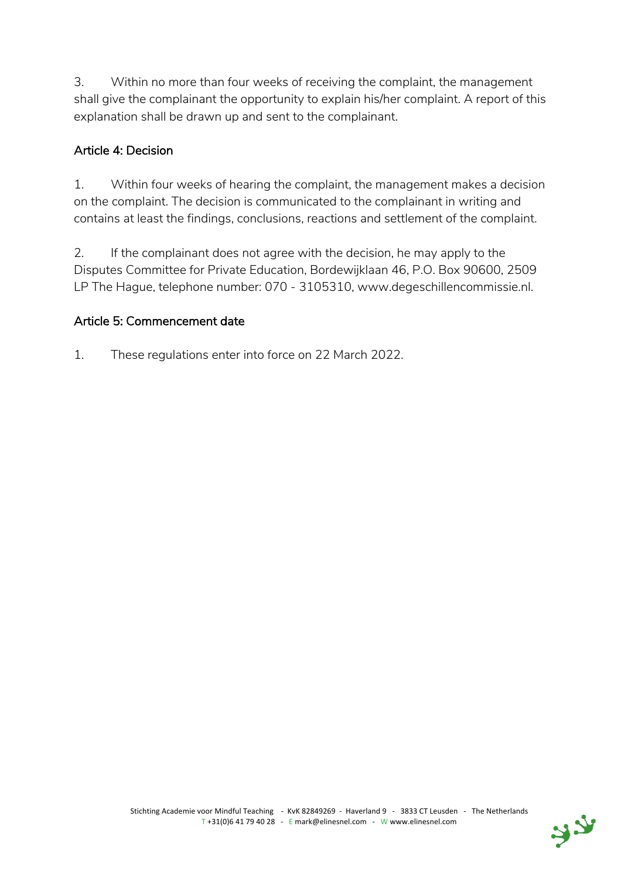3. Within no more than four weeks of receiving the complaint, the management shall give the complainant the opportunity to explain his/her complaint. A report of this explanation shall be drawn up and sent to the complainant.

## Article 4: Decision

1. Within four weeks of hearing the complaint, the management makes a decision on the complaint. The decision is communicated to the complainant in writing and contains at least the findings, conclusions, reactions and settlement of the complaint.

2. If the complainant does not agree with the decision, he may apply to the Disputes Committee for Private Education, Bordewijklaan 46, P.O. Box 90600, 2509 LP The Hague, telephone number: 070 - 3105310, www.degeschillencommissie.nl.

## Article 5: Commencement date

1. These regulations enter into force on 22 March 2022.